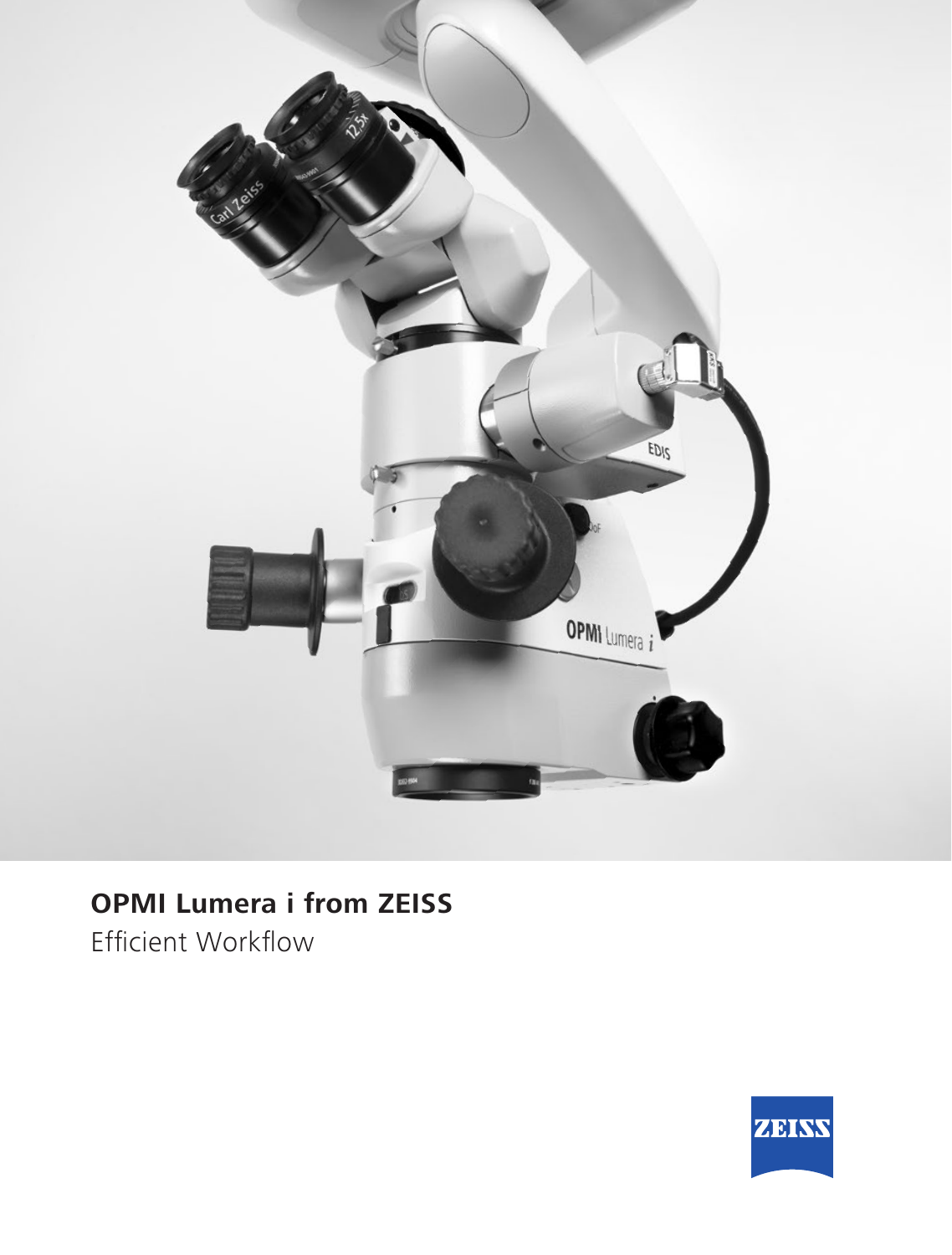# OPMI Lumera i from ZEISS

Efficient Workflow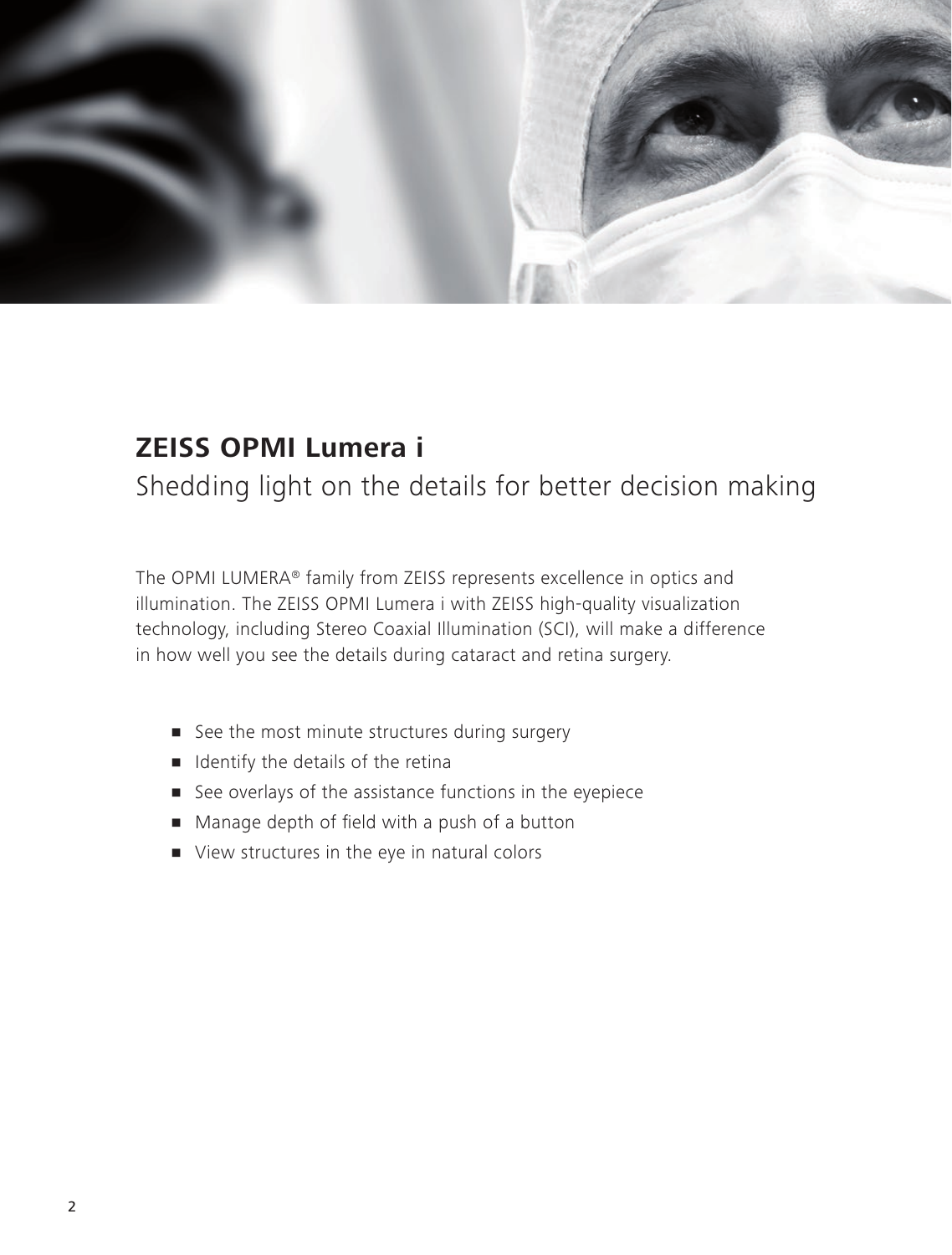# ZEISS OPMI Lumera i

## Shedding light on the details for better decision making

The OPMI LUMERA® family from ZEISS represents excellence in optics and illumination. The ZEISS OPMI Lumera i with ZEISS high-quality visualization technology, including Stereo Coaxial Illumination (SCI), will make a difference in how well you see the details during cataract and retina surgery.

- See the most minute structures during surgery
- Identify the details of the retina
- See overlays of the assistance functions in the eyepiece
- Manage depth of field with a push of a button
- View structures in the eye in natural colors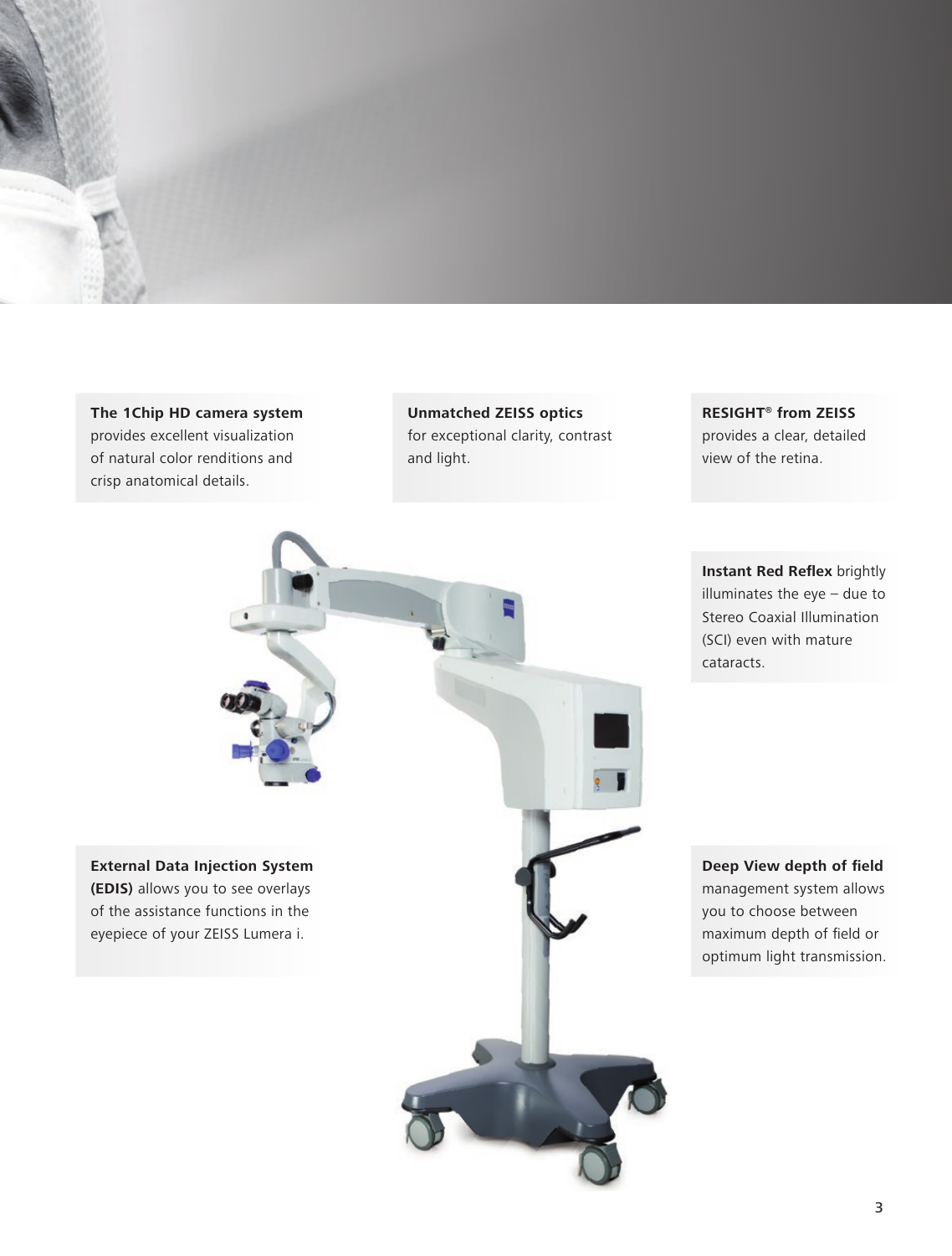**The 1Chip HD camera system** provides excellent visualization of natural color renditions and crisp anatomical details.

**Unmatched ZEISS optics** for exceptional clarity, contrast and light.

**RESIGHT® from ZEISS** provides a clear, detailed view of the retina.

**Instant Red Reflex** brightly illuminates the eye – due to Stereo Coaxial Illumination (SCI) even with mature cataracts.

**External Data Injection System (EDIS)** allows you to see overlays of the assistance functions in the eyepiece of your ZEISS Lumera i.

**Deep View depth of field** management system allows you to choose between maximum depth of field or optimum light transmission.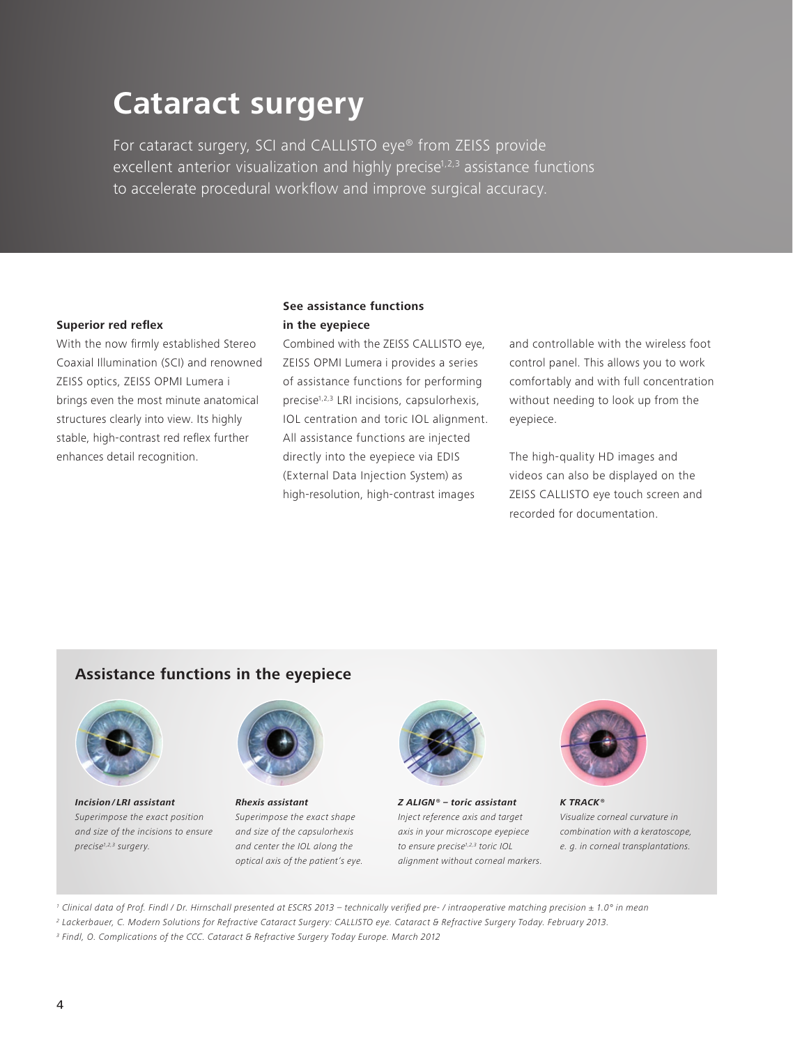# Cataract surgery

For cataract surgery, SCI and CALLISTO eye® from ZEISS provide excellent anterior visualization and highly precise[1,2,3] assistance functions to accelerate procedural workflow and improve surgical accuracy.

**Superior red reflex**

With the now firmly established Stereo Coaxial Illumination (SCI) and renowned ZEISS optics, ZEISS OPMI Lumera i brings even the most minute anatomical structures clearly into view. Its highly stable, high-contrast red reflex further enhances detail recognition.

**See assistance functions in the eyepiece**

Combined with the ZEISS CALLISTO eye, ZEISS OPMI Lumera i provides a series of assistance functions for performing precise[1,2,3] LRI incisions, capsulorhexis, IOL centration and toric IOL alignment. All assistance functions are injected directly into the eyepiece via EDIS (External Data Injection System) as high-resolution, high-contrast images and controllable with the wireless foot control panel. This allows you to work comfortably and with full concentration without needing to look up from the eyepiece.

The high-quality HD images and videos can also be displayed on the ZEISS CALLISTO eye touch screen and recorded for documentation.

## Assistance functions in the eyepiece

***Incision/LRI assistant***
*Superimpose the exact position and size of the incisions to ensure precise[1,2,3] surgery.*

***Rhexis assistant***
*Superimpose the exact shape and size of the capsulorhexis and center the IOL along the optical axis of the patient's eye.*

***Z ALIGN® – toric assistant***
*Inject reference axis and target axis in your microscope eyepiece to ensure precise[1,2,3] toric IOL alignment without corneal markers.*

***K TRACK®***
*Visualize corneal curvature in combination with a keratoscope, e. g. in corneal transplantations.*

*[1] Clinical data of Prof. Findl / Dr. Hirnschall presented at ESCRS 2013 – technically verified pre- / intraoperative matching precision ± 1.0° in mean*

*[2] Lackerbauer, C. Modern Solutions for Refractive Cataract Surgery: CALLISTO eye. Cataract & Refractive Surgery Today. February 2013.*

*[3] Findl, O. Complications of the CCC. Cataract & Refractive Surgery Today Europe. March 2012*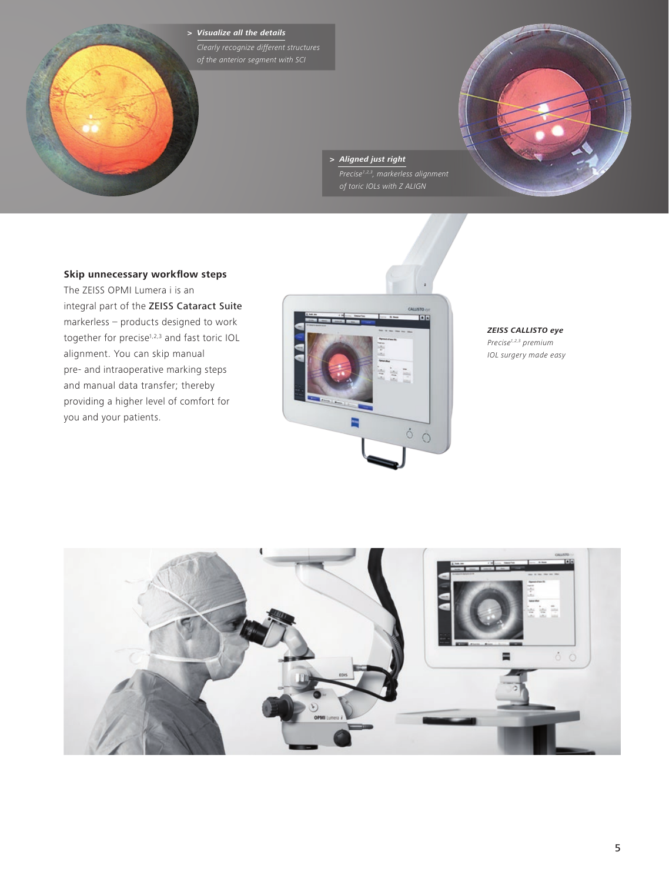> ***Visualize all the details***
> *Clearly recognize different structures of the anterior segment with SCI*

> ***Aligned just right***
> *Precise[1,2,3], markerless alignment of toric IOLs with Z ALIGN*

**Skip unnecessary workflow steps**

The ZEISS OPMI Lumera i is an integral part of the **ZEISS Cataract Suite** markerless – products designed to work together for precise[1,2,3] and fast toric IOL alignment. You can skip manual pre- and intraoperative marking steps and manual data transfer; thereby providing a higher level of comfort for you and your patients.

***ZEISS CALLISTO eye***
*Precise[1,2,3] premium IOL surgery made easy*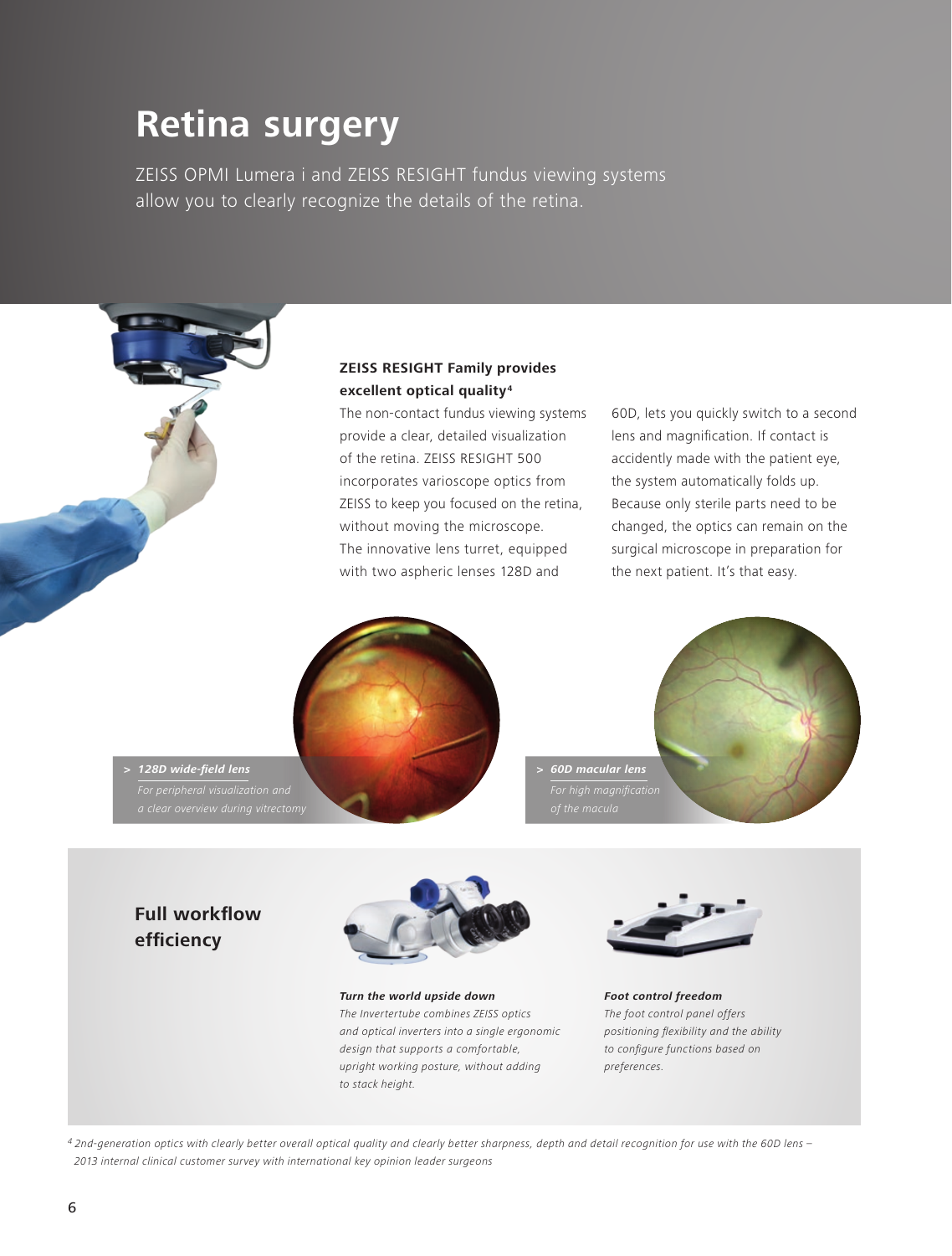# Retina surgery

ZEISS OPMI Lumera i and ZEISS RESIGHT fundus viewing systems allow you to clearly recognize the details of the retina.

**ZEISS RESIGHT Family provides excellent optical quality[4]**

The non-contact fundus viewing systems provide a clear, detailed visualization of the retina. ZEISS RESIGHT 500 incorporates varioscope optics from ZEISS to keep you focused on the retina, without moving the microscope. The innovative lens turret, equipped with two aspheric lenses 128D and 60D, lets you quickly switch to a second lens and magnification. If contact is accidently made with the patient eye, the system automatically folds up. Because only sterile parts need to be changed, the optics can remain on the surgical microscope in preparation for the next patient. It's that easy.

> ***128D wide-field lens***
> *For peripheral visualization and a clear overview during vitrectomy*

> ***60D macular lens***
> *For high magnification of the macula*

## Full workflow efficiency

***Turn the world upside down***
*The Invertertube combines ZEISS optics and optical inverters into a single ergonomic design that supports a comfortable, upright working posture, without adding to stack height.*

***Foot control freedom***
*The foot control panel offers positioning flexibility and the ability to configure functions based on preferences.*

*[4] 2nd-generation optics with clearly better overall optical quality and clearly better sharpness, depth and detail recognition for use with the 60D lens – 2013 internal clinical customer survey with international key opinion leader surgeons*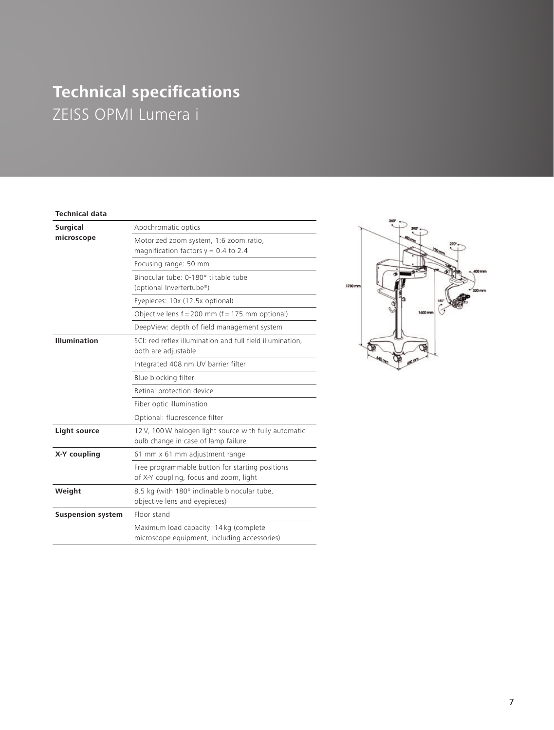# Technical specifications

## ZEISS OPMI Lumera i

| Technical data | |
|---|---|
| **Surgical microscope** | Apochromatic optics |
| | Motorized zoom system, 1:6 zoom ratio, magnification factors γ = 0.4 to 2.4 |
| | Focusing range: 50 mm |
| | Binocular tube: 0-180° tiltable tube (optional Invertertube®) |
| | Eyepieces: 10x (12.5x optional) |
| | Objective lens f = 200 mm (f = 175 mm optional) |
| | DeepView: depth of field management system |
| **Illumination** | SCI: red reflex illumination and full field illumination, both are adjustable |
| | Integrated 408 nm UV barrier filter |
| | Blue blocking filter |
| | Retinal protection device |
| | Fiber optic illumination |
| | Optional: fluorescence filter |
| **Light source** | 12 V, 100 W halogen light source with fully automatic bulb change in case of lamp failure |
| **X-Y coupling** | 61 mm x 61 mm adjustment range |
| | Free programmable button for starting positions of X-Y coupling, focus and zoom, light |
| **Weight** | 8.5 kg (with 180° inclinable binocular tube, objective lens and eyepieces) |
| **Suspension system** | Floor stand |
| | Maximum load capacity: 14 kg (complete microscope equipment, including accessories) |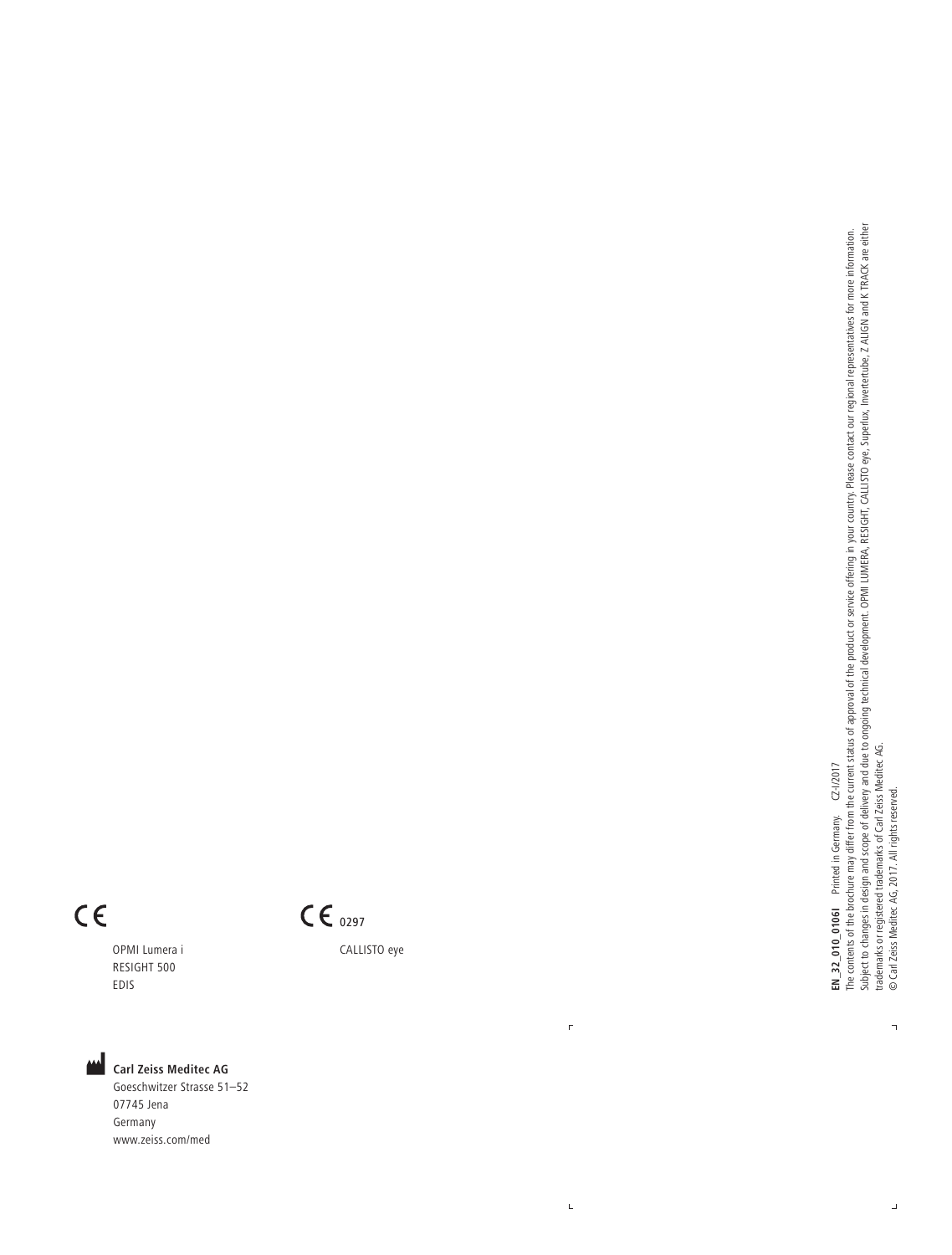CE

OPMI Lumera i
RESIGHT 500
EDIS

CE 0297

CALLISTO eye

**Carl Zeiss Meditec AG**
Goeschwitzer Strasse 51–52
07745 Jena
Germany
www.zeiss.com/med

**EN_32_010_0106I** Printed in Germany. CZ-I/2017

The contents of the brochure may differ from the current status of approval of the product or service offering in your country. Please contact our regional representatives for more information.
Subject to changes in design and scope of delivery and due to ongoing technical development. OPMI LUMERA, RESIGHT, CALLISTO eye, Superlux, Invertertube, Z ALIGN and K TRACK are either trademarks or registered trademarks of Carl Zeiss Meditec AG.
© Carl Zeiss Meditec AG, 2017. All rights reserved.